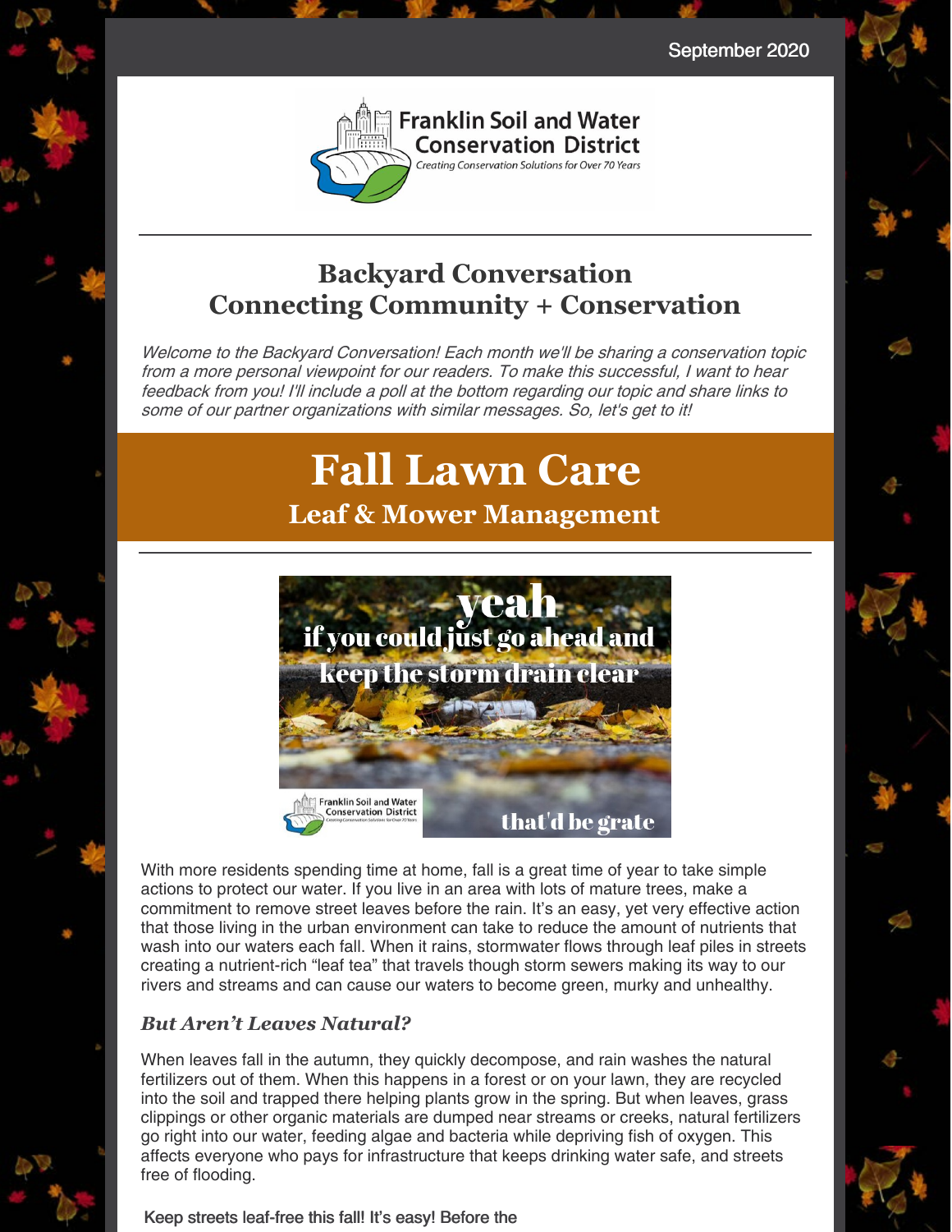September 2020

Franklin Soil and Water Conservation District

*Creating Conservation Solutions for Over 70 Years*

## Backyard Conversation
## Connecting Community + Conservation

*Welcome to the Backyard Conversation! Each month we'll be sharing a conservation topic from a more personal viewpoint for our readers. To make this successful, I want to hear feedback from you! I'll include a poll at the bottom regarding our topic and share links to some of our partner organizations with similar messages. So, let's get to it!*

# Fall Lawn Care
### Leaf & Mower Management

yeah
if you could just go ahead and keep the storm drain clear

that'd be grate

With more residents spending time at home, fall is a great time of year to take simple actions to protect our water. If you live in an area with lots of mature trees, make a commitment to remove street leaves before the rain. It's an easy, yet very effective action that those living in the urban environment can take to reduce the amount of nutrients that wash into our waters each fall. When it rains, stormwater flows through leaf piles in streets creating a nutrient-rich "leaf tea" that travels though storm sewers making its way to our rivers and streams and can cause our waters to become green, murky and unhealthy.

### *But Aren't Leaves Natural?*

When leaves fall in the autumn, they quickly decompose, and rain washes the natural fertilizers out of them. When this happens in a forest or on your lawn, they are recycled into the soil and trapped there helping plants grow in the spring. But when leaves, grass clippings or other organic materials are dumped near streams or creeks, natural fertilizers go right into our water, feeding algae and bacteria while depriving fish of oxygen. This affects everyone who pays for infrastructure that keeps drinking water safe, and streets free of flooding.

Keep streets leaf-free this fall! It's easy! Before the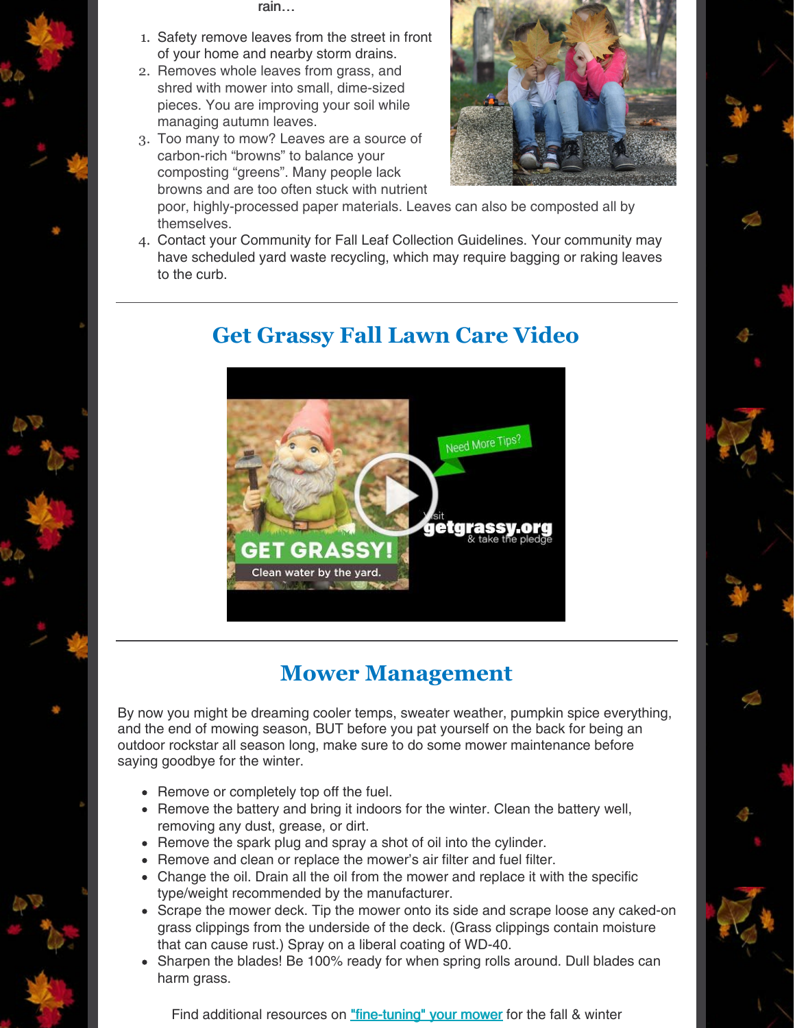rain…

1. Safety remove leaves from the street in front of your home and nearby storm drains.
2. Removes whole leaves from grass, and shred with mower into small, dime-sized pieces. You are improving your soil while managing autumn leaves.
3. Too many to mow? Leaves are a source of carbon-rich "browns" to balance your composting "greens". Many people lack browns and are too often stuck with nutrient poor, highly-processed paper materials. Leaves can also be composted all by themselves.
4. Contact your Community for Fall Leaf Collection Guidelines. Your community may have scheduled yard waste recycling, which may require bagging or raking leaves to the curb.

---

## Get Grassy Fall Lawn Care Video

---

## Mower Management

By now you might be dreaming cooler temps, sweater weather, pumpkin spice everything, and the end of mowing season, BUT before you pat yourself on the back for being an outdoor rockstar all season long, make sure to do some mower maintenance before saying goodbye for the winter.

- Remove or completely top off the fuel.
- Remove the battery and bring it indoors for the winter. Clean the battery well, removing any dust, grease, or dirt.
- Remove the spark plug and spray a shot of oil into the cylinder.
- Remove and clean or replace the mower's air filter and fuel filter.
- Change the oil. Drain all the oil from the mower and replace it with the specific type/weight recommended by the manufacturer.
- Scrape the mower deck. Tip the mower onto its side and scrape loose any caked-on grass clippings from the underside of the deck. (Grass clippings contain moisture that can cause rust.) Spray on a liberal coating of WD-40.
- Sharpen the blades! Be 100% ready for when spring rolls around. Dull blades can harm grass.

Find additional resources on "fine-tuning" your mower for the fall & winter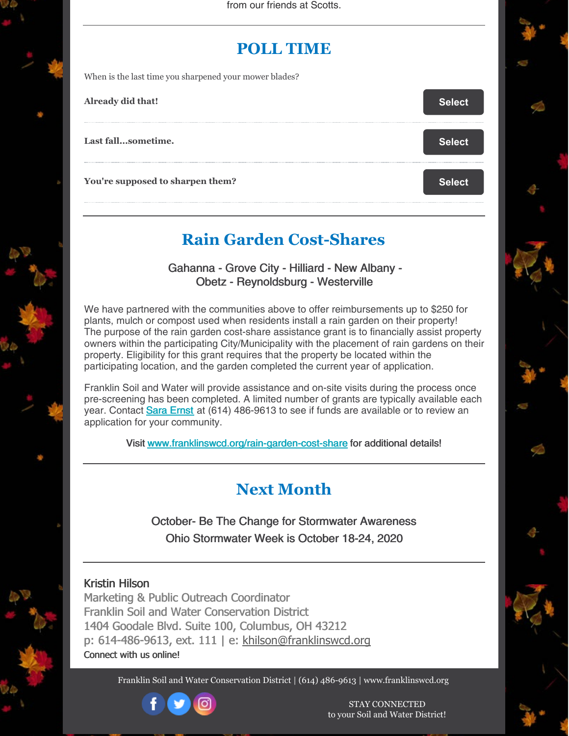from our friends at Scotts.

## POLL TIME

When is the last time you sharpened your mower blades?

**Already did that!** — Select

**Last fall...sometime.** — Select

**You're supposed to sharpen them?** — Select

## Rain Garden Cost-Shares

Gahanna - Grove City - Hilliard - New Albany - Obetz - Reynoldsburg - Westerville

We have partnered with the communities above to offer reimbursements up to $250 for plants, mulch or compost used when residents install a rain garden on their property! The purpose of the rain garden cost-share assistance grant is to financially assist property owners within the participating City/Municipality with the placement of rain gardens on their property. Eligibility for this grant requires that the property be located within the participating location, and the garden completed the current year of application.

Franklin Soil and Water will provide assistance and on-site visits during the process once pre-screening has been completed. A limited number of grants are typically available each year. Contact Sara Ernst at (614) 486-9613 to see if funds are available or to review an application for your community.

Visit www.franklinswcd.org/rain-garden-cost-share for additional details!

## Next Month

October- Be The Change for Stormwater Awareness

Ohio Stormwater Week is October 18-24, 2020

Kristin Hilson
Marketing & Public Outreach Coordinator
Franklin Soil and Water Conservation District
1404 Goodale Blvd. Suite 100, Columbus, OH 43212
p: 614-486-9613, ext. 111 | e: khilson@franklinswcd.org
Connect with us online!

Franklin Soil and Water Conservation District | (614) 486-9613 | www.franklinswcd.org

STAY CONNECTED
to your Soil and Water District!